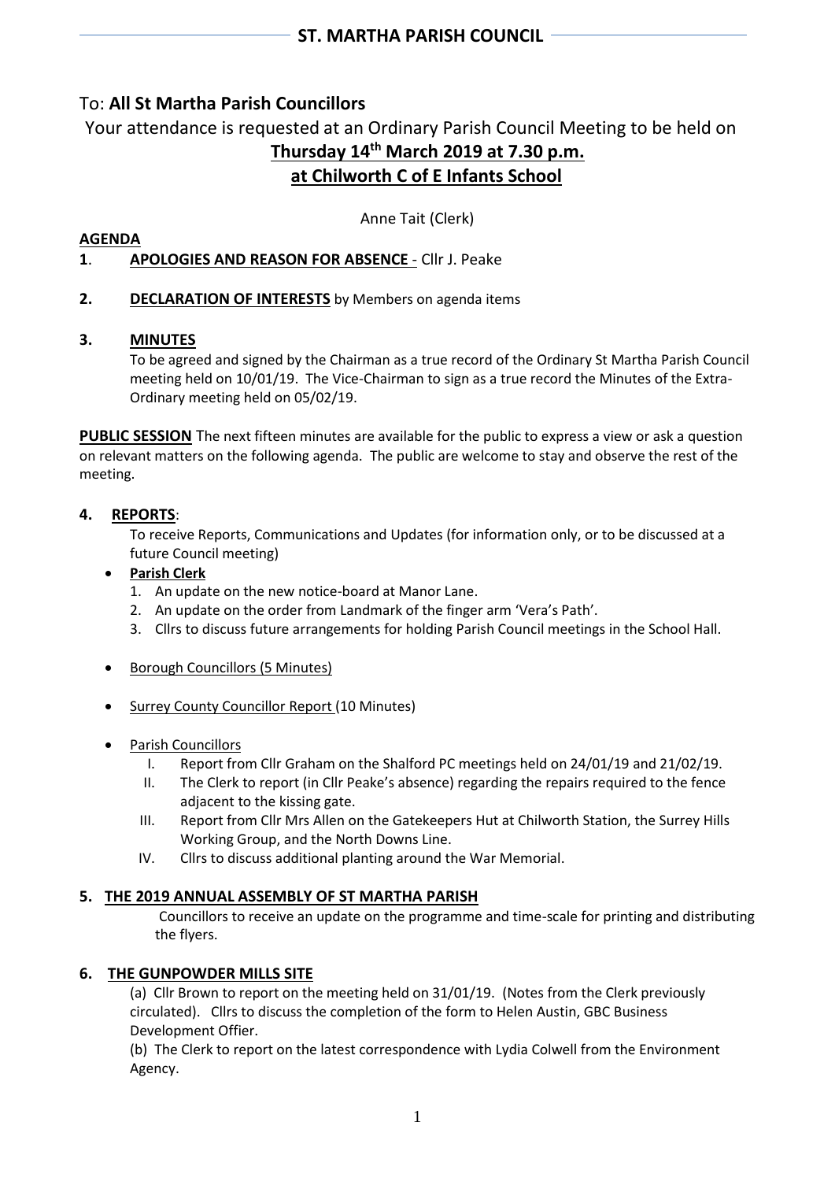## ST. MARTHA PARISH COUNCIL

To: **All St Martha Parish Councillors**

Your attendance is requested at an Ordinary Parish Council Meeting to be held on

**Thursday 14th March 2019 at 7.30 p.m.**

**at Chilworth C of E Infants School**

Anne Tait (Clerk)

**AGENDA**

**1**. **APOLOGIES AND REASON FOR ABSENCE** - Cllr J. Peake

**2.** **DECLARATION OF INTERESTS** by Members on agenda items

**3.** **MINUTES**

To be agreed and signed by the Chairman as a true record of the Ordinary St Martha Parish Council meeting held on 10/01/19. The Vice-Chairman to sign as a true record the Minutes of the Extra-Ordinary meeting held on 05/02/19.

**PUBLIC SESSION** The next fifteen minutes are available for the public to express a view or ask a question on relevant matters on the following agenda. The public are welcome to stay and observe the rest of the meeting.

**4.** **REPORTS**:

To receive Reports, Communications and Updates (for information only, or to be discussed at a future Council meeting)

- **Parish Clerk**
  1. An update on the new notice-board at Manor Lane.
  2. An update on the order from Landmark of the finger arm 'Vera's Path'.
  3. Cllrs to discuss future arrangements for holding Parish Council meetings in the School Hall.

- Borough Councillors (5 Minutes)

- Surrey County Councillor Report (10 Minutes)

- Parish Councillors
  - I. Report from Cllr Graham on the Shalford PC meetings held on 24/01/19 and 21/02/19.
  - II. The Clerk to report (in Cllr Peake's absence) regarding the repairs required to the fence adjacent to the kissing gate.
  - III. Report from Cllr Mrs Allen on the Gatekeepers Hut at Chilworth Station, the Surrey Hills Working Group, and the North Downs Line.
  - IV. Cllrs to discuss additional planting around the War Memorial.

**5.** **THE 2019 ANNUAL ASSEMBLY OF ST MARTHA PARISH**

Councillors to receive an update on the programme and time-scale for printing and distributing the flyers.

**6.** **THE GUNPOWDER MILLS SITE**

(a) Cllr Brown to report on the meeting held on 31/01/19. (Notes from the Clerk previously circulated). Cllrs to discuss the completion of the form to Helen Austin, GBC Business Development Offier.

(b) The Clerk to report on the latest correspondence with Lydia Colwell from the Environment Agency.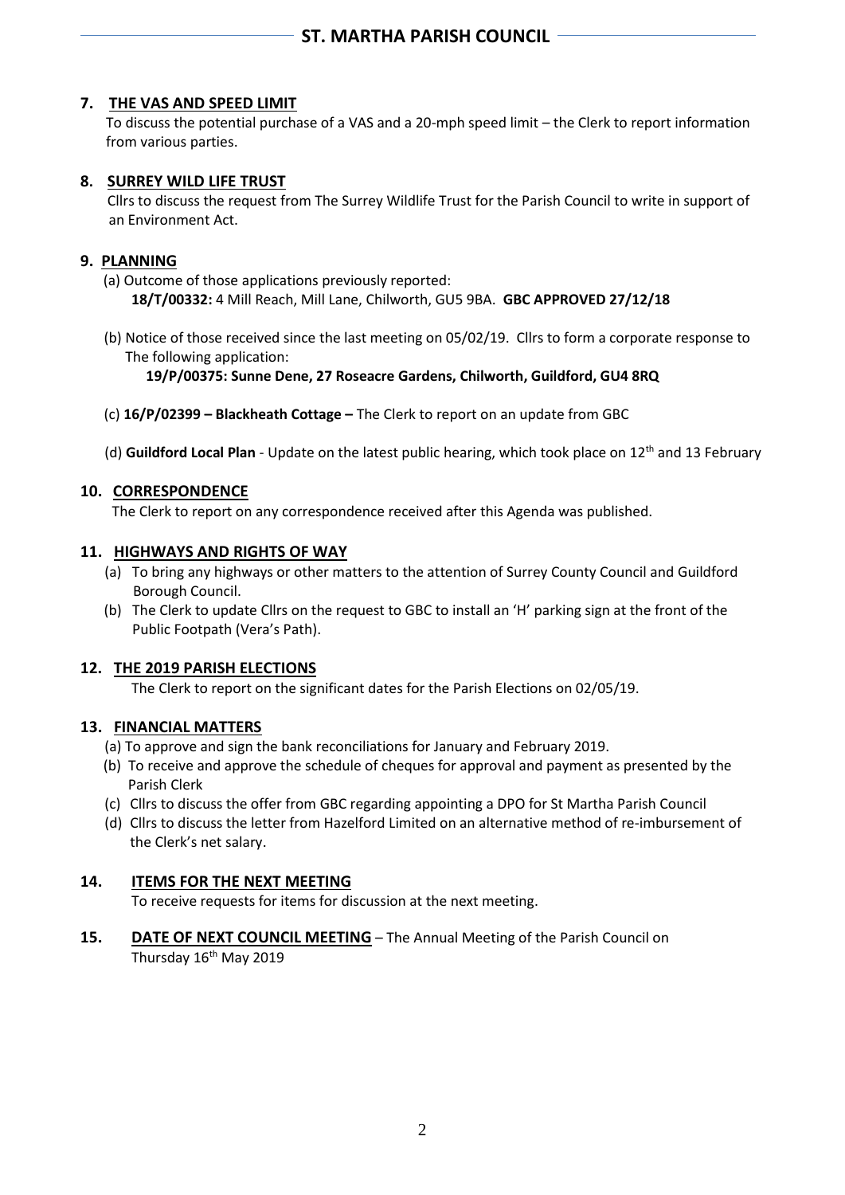## 7. THE VAS AND SPEED LIMIT

To discuss the potential purchase of a VAS and a 20-mph speed limit – the Clerk to report information from various parties.

## 8. SURREY WILD LIFE TRUST

Cllrs to discuss the request from The Surrey Wildlife Trust for the Parish Council to write in support of an Environment Act.

## 9. PLANNING

(a) Outcome of those applications previously reported:
**18/T/00332:** 4 Mill Reach, Mill Lane, Chilworth, GU5 9BA. **GBC APPROVED 27/12/18**

(b) Notice of those received since the last meeting on 05/02/19. Cllrs to form a corporate response to The following application:
**19/P/00375: Sunne Dene, 27 Roseacre Gardens, Chilworth, Guildford, GU4 8RQ**

(c) **16/P/02399 – Blackheath Cottage –** The Clerk to report on an update from GBC

(d) **Guildford Local Plan** - Update on the latest public hearing, which took place on 12th and 13 February

## 10. CORRESPONDENCE

The Clerk to report on any correspondence received after this Agenda was published.

## 11. HIGHWAYS AND RIGHTS OF WAY

(a) To bring any highways or other matters to the attention of Surrey County Council and Guildford Borough Council.
(b) The Clerk to update Cllrs on the request to GBC to install an 'H' parking sign at the front of the Public Footpath (Vera's Path).

## 12. THE 2019 PARISH ELECTIONS

The Clerk to report on the significant dates for the Parish Elections on 02/05/19.

## 13. FINANCIAL MATTERS

(a) To approve and sign the bank reconciliations for January and February 2019.
(b) To receive and approve the schedule of cheques for approval and payment as presented by the Parish Clerk
(c) Cllrs to discuss the offer from GBC regarding appointing a DPO for St Martha Parish Council
(d) Cllrs to discuss the letter from Hazelford Limited on an alternative method of re-imbursement of the Clerk's net salary.

## 14. ITEMS FOR THE NEXT MEETING

To receive requests for items for discussion at the next meeting.

## 15. DATE OF NEXT COUNCIL MEETING – The Annual Meeting of the Parish Council on Thursday 16th May 2019